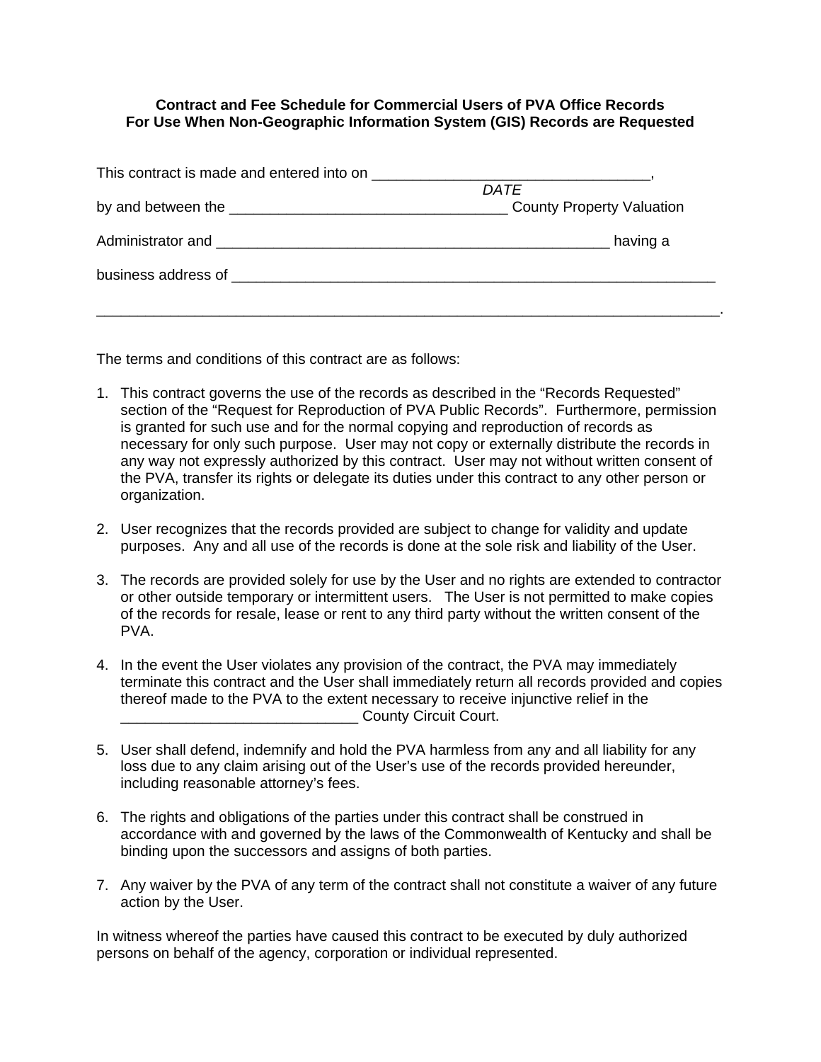**Contract and Fee Schedule for Commercial Users of PVA Office Records**
**For Use When Non-Geographic Information System (GIS) Records are Requested**

This contract is made and entered into on _________________________________,
*DATE*
by and between the _________________________________ County Property Valuation

Administrator and _______________________________________________ having a

business address of ____________________________________________________________

_____________________________________________________________________________.

The terms and conditions of this contract are as follows:

1. This contract governs the use of the records as described in the "Records Requested" section of the "Request for Reproduction of PVA Public Records". Furthermore, permission is granted for such use and for the normal copying and reproduction of records as necessary for only such purpose. User may not copy or externally distribute the records in any way not expressly authorized by this contract. User may not without written consent of the PVA, transfer its rights or delegate its duties under this contract to any other person or organization.

2. User recognizes that the records provided are subject to change for validity and update purposes. Any and all use of the records is done at the sole risk and liability of the User.

3. The records are provided solely for use by the User and no rights are extended to contractor or other outside temporary or intermittent users. The User is not permitted to make copies of the records for resale, lease or rent to any third party without the written consent of the PVA.

4. In the event the User violates any provision of the contract, the PVA may immediately terminate this contract and the User shall immediately return all records provided and copies thereof made to the PVA to the extent necessary to receive injunctive relief in the _____________________________ County Circuit Court.

5. User shall defend, indemnify and hold the PVA harmless from any and all liability for any loss due to any claim arising out of the User's use of the records provided hereunder, including reasonable attorney's fees.

6. The rights and obligations of the parties under this contract shall be construed in accordance with and governed by the laws of the Commonwealth of Kentucky and shall be binding upon the successors and assigns of both parties.

7. Any waiver by the PVA of any term of the contract shall not constitute a waiver of any future action by the User.

In witness whereof the parties have caused this contract to be executed by duly authorized persons on behalf of the agency, corporation or individual represented.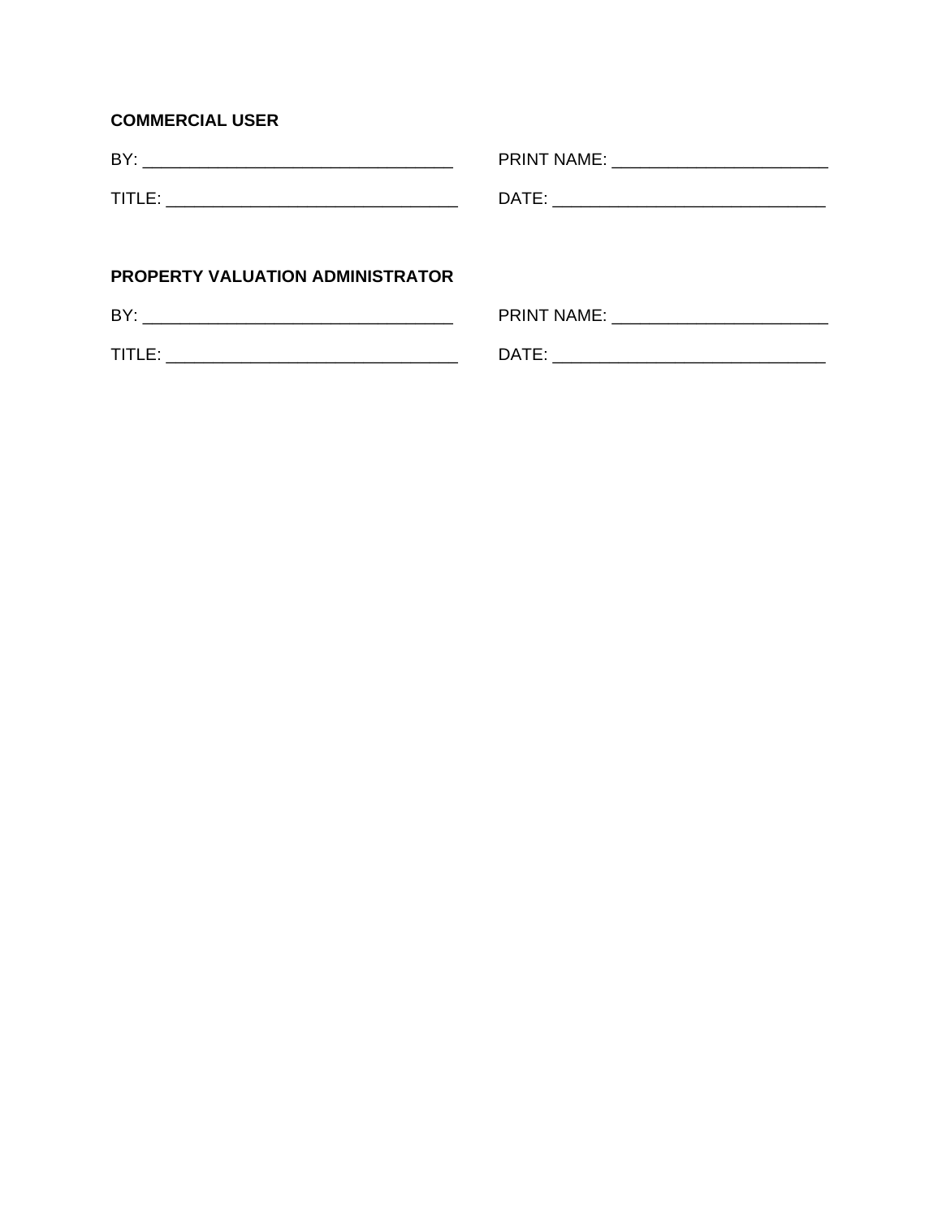**COMMERCIAL USER**

BY: _________________________________ PRINT NAME: _______________________

TITLE: _______________________________ DATE: _____________________________

**PROPERTY VALUATION ADMINISTRATOR**

BY: _________________________________ PRINT NAME: _______________________

TITLE: _______________________________ DATE: _____________________________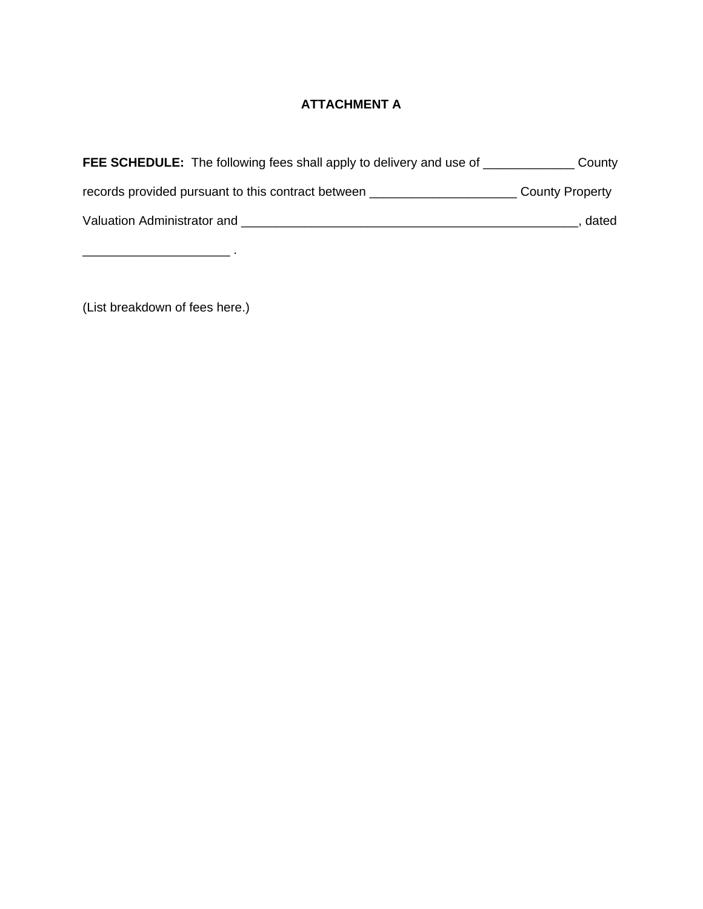# ATTACHMENT A

**FEE SCHEDULE:** The following fees shall apply to delivery and use of _____________ County records provided pursuant to this contract between ____________________ County Property Valuation Administrator and ______________________________________________, dated ____________________ .

(List breakdown of fees here.)